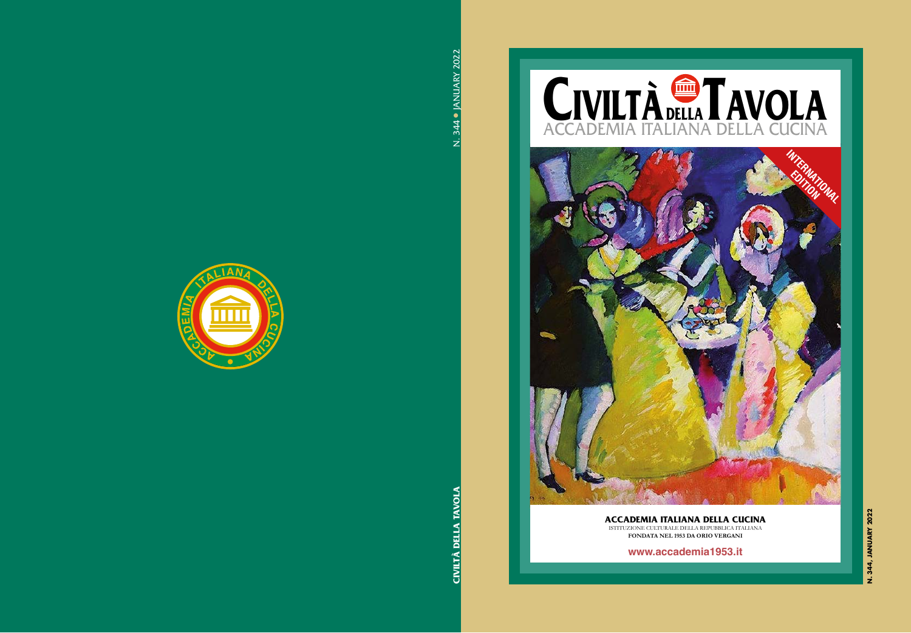N. 344 • JANUARY 2022

CIVILTÀ DELLA TAVOLA

# CIVILTÀ DELLA TAVOLA

ACCADEMIA ITALIANA DELLA CUCINA

INTERNATIONAL EDITION

**ACCADEMIA ITALIANA DELLA CUCINA**

ISTITUZIONE CULTURALE DELLA REPUBBLICA ITALIANA

**FONDATA NEL 1953 DA ORIO VERGANI**

**www.accademia1953.it**

**N. 344, JANUARY 2022**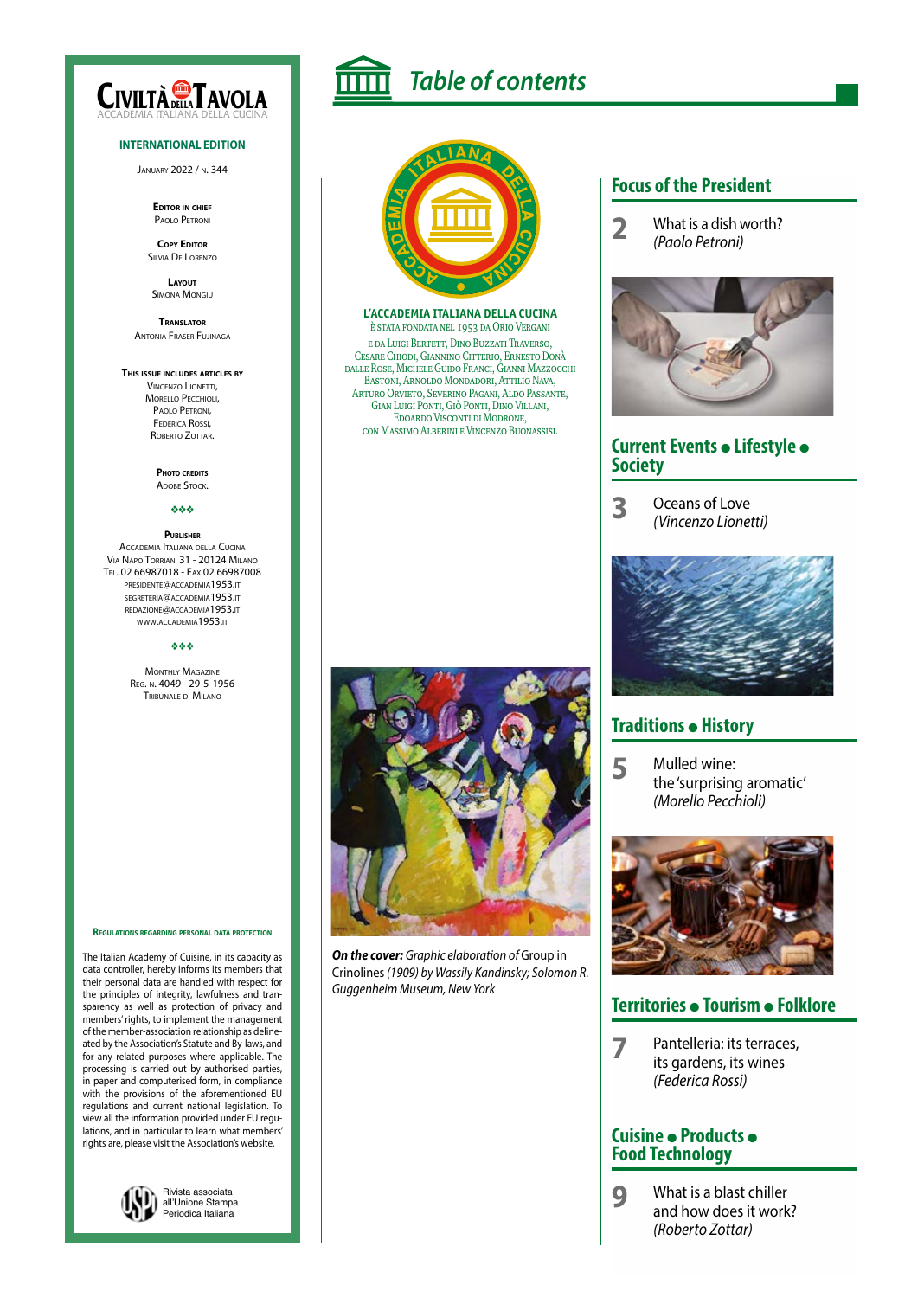# CIVILTÀ DELLA TAVOLA

ACCADEMIA ITALIANA DELLA CUCINA

**INTERNATIONAL EDITION**

January 2022 / n. 344

**Editor in chief**
Paolo Petroni

**Copy Editor**
Silvia De Lorenzo

**Layout**
Simona Mongiu

**Translator**
Antonia Fraser Fujinaga

**This issue includes articles by**
Vincenzo Lionetti,
Morello Pecchioli,
Paolo Petroni,
Federica Rossi,
Roberto Zottar.

**Photo credits**
Adobe Stock.

**Publisher**
Accademia Italiana della Cucina
Via Napo Torriani 31 - 20124 Milano
Tel. 02 66987018 - Fax 02 66987008
presidente@accademia1953.it
segreteria@accademia1953.it
redazione@accademia1953.it
www.accademia1953.it

Monthly Magazine
Reg. n. 4049 - 29-5-1956
Tribunale di Milano

**Regulations regarding personal data protection**

The Italian Academy of Cuisine, in its capacity as data controller, hereby informs its members that their personal data are handled with respect for the principles of integrity, lawfulness and transparency as well as protection of privacy and members' rights, to implement the management of the member-association relationship as delineated by the Association's Statute and By-laws, and for any related purposes where applicable. The processing is carried out by authorised parties, in paper and computerised form, in compliance with the provisions of the aforementioned EU regulations and current national legislation. To view all the information provided under EU regulations, and in particular to learn what members' rights are, please visit the Association's website.

Rivista associata all'Unione Stampa Periodica Italiana

# Table of contents

**L'ACCADEMIA ITALIANA DELLA CUCINA**
è stata fondata nel 1953 da Orio Vergani e da Luigi Bertett, Dino Buzzati Traverso, Cesare Chiodi, Giannino Citterio, Ernesto Donà dalle Rose, Michele Guido Franci, Gianni Mazzocchi Bastoni, Arnoldo Mondadori, Attilio Nava, Arturo Orvieto, Severino Pagani, Aldo Passante, Gian Luigi Ponti, Giò Ponti, Dino Villani, Edoardo Visconti di Modrone, con Massimo Alberini e Vincenzo Buonassisi.

***On the cover:*** *Graphic elaboration of* Group in Crinolines *(1909) by Wassily Kandinsky; Solomon R. Guggenheim Museum, New York*

## Focus of the President

**2** What is a dish worth? *(Paolo Petroni)*

## Current Events • Lifestyle • Society

**3** Oceans of Love *(Vincenzo Lionetti)*

## Traditions • History

**5** Mulled wine: the 'surprising aromatic' *(Morello Pecchioli)*

## Territories • Tourism • Folklore

**7** Pantelleria: its terraces, its gardens, its wines *(Federica Rossi)*

## Cuisine • Products • Food Technology

**9** What is a blast chiller and how does it work? *(Roberto Zottar)*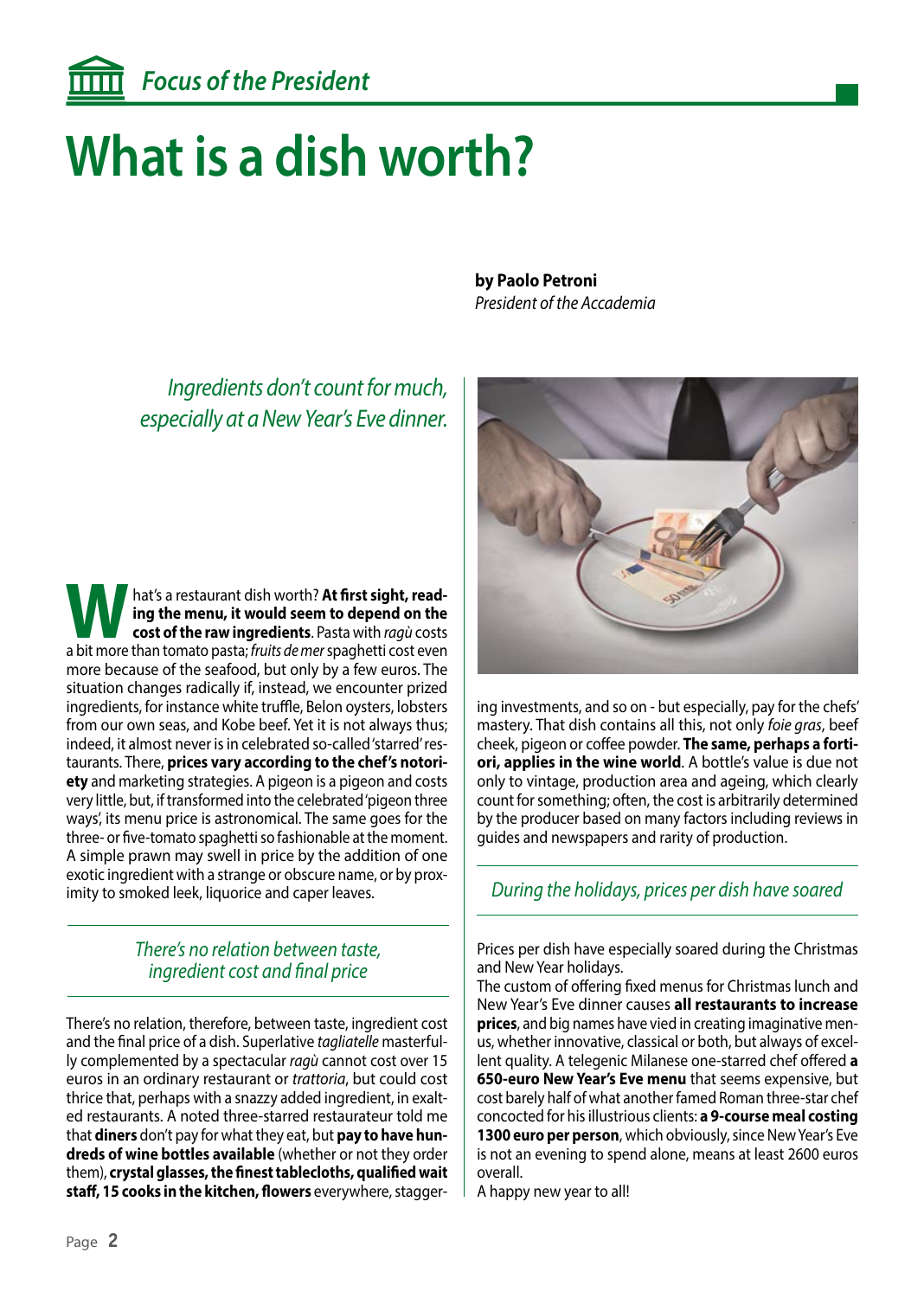*Focus of the President*

# What is a dish worth?

**by Paolo Petroni**
*President of the Accademia*

*Ingredients don't count for much, especially at a New Year's Eve dinner.*

What's a restaurant dish worth? **At first sight, reading the menu, it would seem to depend on the cost of the raw ingredients**. Pasta with *ragù* costs a bit more than tomato pasta; *fruits de mer* spaghetti cost even more because of the seafood, but only by a few euros. The situation changes radically if, instead, we encounter prized ingredients, for instance white truffle, Belon oysters, lobsters from our own seas, and Kobe beef. Yet it is not always thus; indeed, it almost never is in celebrated so-called 'starred' restaurants. There, **prices vary according to the chef's notoriety** and marketing strategies. A pigeon is a pigeon and costs very little, but, if transformed into the celebrated 'pigeon three ways', its menu price is astronomical. The same goes for the three- or five-tomato spaghetti so fashionable at the moment. A simple prawn may swell in price by the addition of one exotic ingredient with a strange or obscure name, or by proximity to smoked leek, liquorice and caper leaves.

## *There's no relation between taste, ingredient cost and final price*

There's no relation, therefore, between taste, ingredient cost and the final price of a dish. Superlative *tagliatelle* masterfully complemented by a spectacular *ragù* cannot cost over 15 euros in an ordinary restaurant or *trattoria*, but could cost thrice that, perhaps with a snazzy added ingredient, in exalted restaurants. A noted three-starred restaurateur told me that **diners** don't pay for what they eat, but **pay to have hundreds of wine bottles available** (whether or not they order them), **crystal glasses, the finest tablecloths, qualified wait staff, 15 cooks in the kitchen, flowers** everywhere, staggering investments, and so on - but especially, pay for the chefs' mastery. That dish contains all this, not only *foie gras*, beef cheek, pigeon or coffee powder. **The same, perhaps a fortiori, applies in the wine world**. A bottle's value is due not only to vintage, production area and ageing, which clearly count for something; often, the cost is arbitrarily determined by the producer based on many factors including reviews in guides and newspapers and rarity of production.

## *During the holidays, prices per dish have soared*

Prices per dish have especially soared during the Christmas and New Year holidays.

The custom of offering fixed menus for Christmas lunch and New Year's Eve dinner causes **all restaurants to increase prices**, and big names have vied in creating imaginative menus, whether innovative, classical or both, but always of excellent quality. A telegenic Milanese one-starred chef offered **a 650-euro New Year's Eve menu** that seems expensive, but cost barely half of what another famed Roman three-star chef concocted for his illustrious clients: **a 9-course meal costing 1300 euro per person**, which obviously, since New Year's Eve is not an evening to spend alone, means at least 2600 euros overall.

A happy new year to all!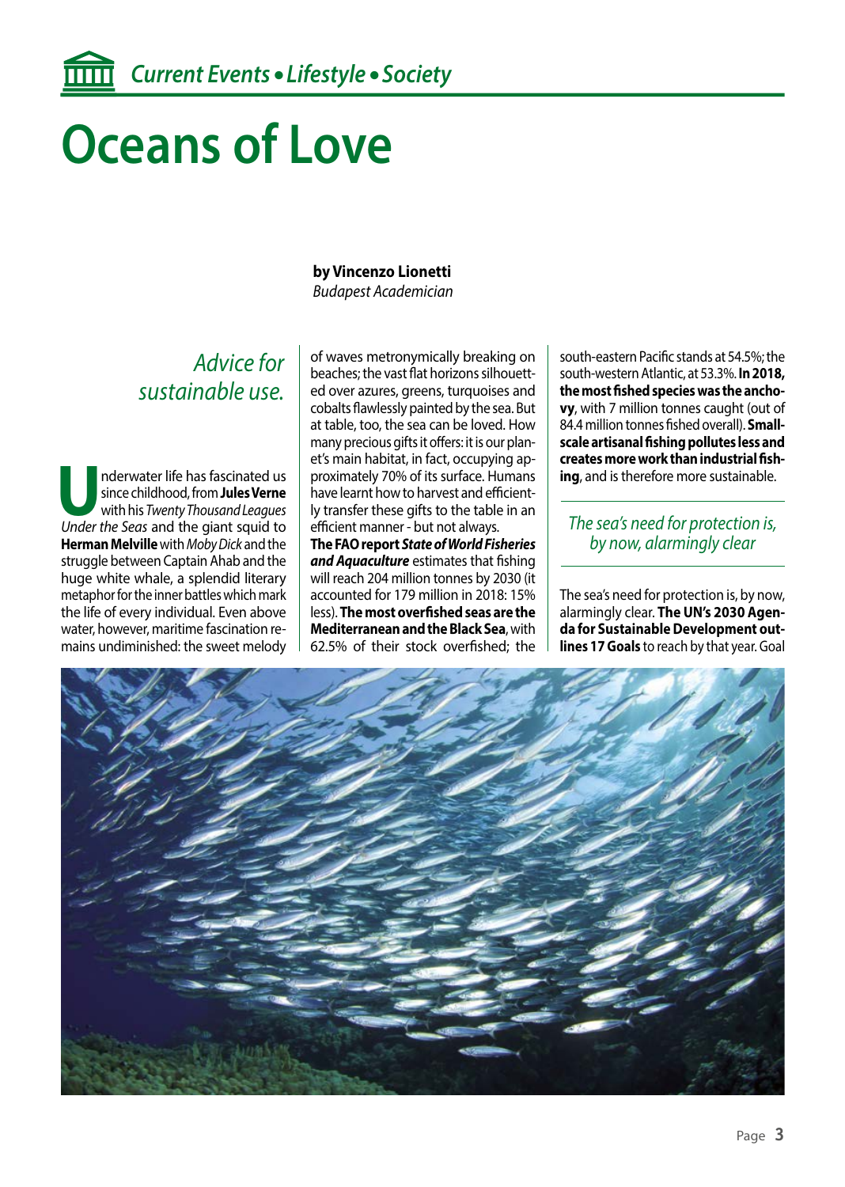# Oceans of Love

**by Vincenzo Lionetti**
*Budapest Academician*

*Advice for sustainable use.*

Underwater life has fascinated us since childhood, from **Jules Verne** with his *Twenty Thousand Leagues Under the Seas* and the giant squid to **Herman Melville** with *Moby Dick* and the struggle between Captain Ahab and the huge white whale, a splendid literary metaphor for the inner battles which mark the life of every individual. Even above water, however, maritime fascination remains undiminished: the sweet melody of waves metronymically breaking on beaches; the vast flat horizons silhouetted over azures, greens, turquoises and cobalts flawlessly painted by the sea. But at table, too, the sea can be loved. How many precious gifts it offers: it is our planet's main habitat, in fact, occupying approximately 70% of its surface. Humans have learnt how to harvest and efficiently transfer these gifts to the table in an efficient manner - but not always.

**The FAO report *State of World Fisheries and Aquaculture*** estimates that fishing will reach 204 million tonnes by 2030 (it accounted for 179 million in 2018: 15% less). **The most overfished seas are the Mediterranean and the Black Sea**, with 62.5% of their stock overfished; the south-eastern Pacific stands at 54.5%; the south-western Atlantic, at 53.3%. **In 2018, the most fished species was the anchovy**, with 7 million tonnes caught (out of 84.4 million tonnes fished overall). **Small-scale artisanal fishing pollutes less and creates more work than industrial fishing**, and is therefore more sustainable.

*The sea's need for protection is, by now, alarmingly clear*

The sea's need for protection is, by now, alarmingly clear. **The UN's 2030 Agenda for Sustainable Development outlines 17 Goals** to reach by that year. Goal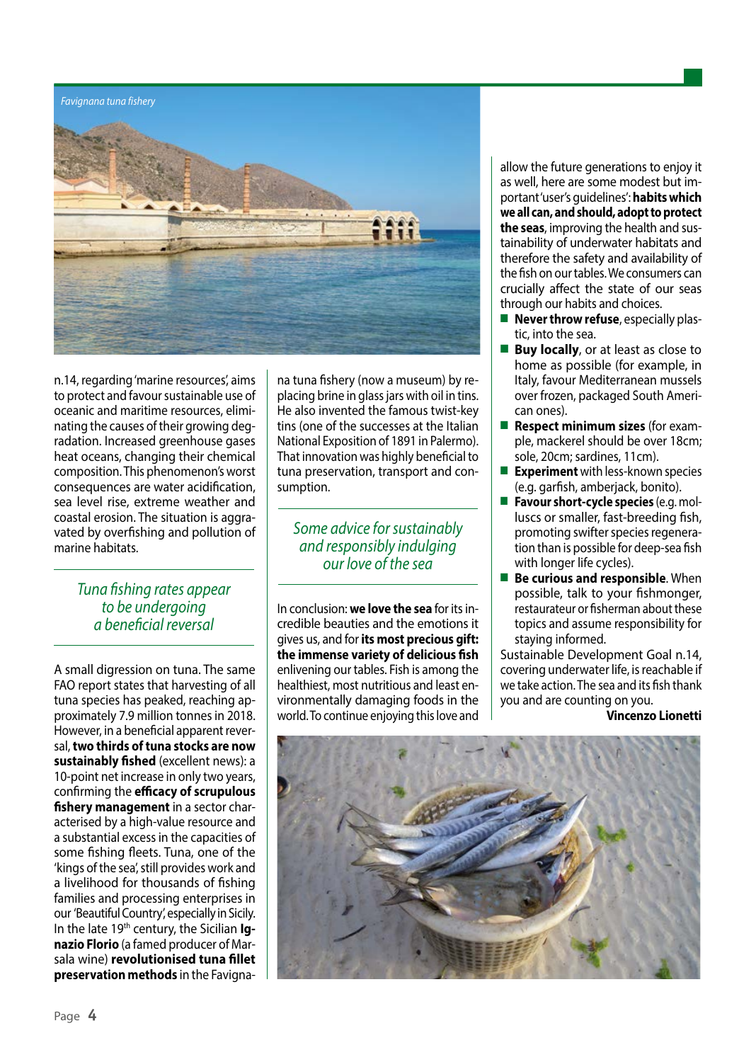*Favignana tuna fishery*

n.14, regarding 'marine resources', aims to protect and favour sustainable use of oceanic and maritime resources, eliminating the causes of their growing degradation. Increased greenhouse gases heat oceans, changing their chemical composition. This phenomenon's worst consequences are water acidification, sea level rise, extreme weather and coastal erosion. The situation is aggravated by overfishing and pollution of marine habitats.

## *Tuna fishing rates appear to be undergoing a beneficial reversal*

A small digression on tuna. The same FAO report states that harvesting of all tuna species has peaked, reaching approximately 7.9 million tonnes in 2018. However, in a beneficial apparent reversal, **two thirds of tuna stocks are now sustainably fished** (excellent news): a 10-point net increase in only two years, confirming the **efficacy of scrupulous fishery management** in a sector characterised by a high-value resource and a substantial excess in the capacities of some fishing fleets. Tuna, one of the 'kings of the sea', still provides work and a livelihood for thousands of fishing families and processing enterprises in our 'Beautiful Country', especially in Sicily. In the late 19th century, the Sicilian **Ignazio Florio** (a famed producer of Marsala wine) **revolutionised tuna fillet preservation methods** in the Favignana tuna fishery (now a museum) by replacing brine in glass jars with oil in tins. He also invented the famous twist-key tins (one of the successes at the Italian National Exposition of 1891 in Palermo). That innovation was highly beneficial to tuna preservation, transport and consumption.

## *Some advice for sustainably and responsibly indulging our love of the sea*

In conclusion: **we love the sea** for its incredible beauties and the emotions it gives us, and for **its most precious gift: the immense variety of delicious fish** enlivening our tables. Fish is among the healthiest, most nutritious and least environmentally damaging foods in the world. To continue enjoying this love and allow the future generations to enjoy it as well, here are some modest but important 'user's guidelines': **habits which we all can, and should, adopt to protect the seas**, improving the health and sustainability of underwater habitats and therefore the safety and availability of the fish on our tables. We consumers can crucially affect the state of our seas through our habits and choices.

- **Never throw refuse**, especially plastic, into the sea.
- **Buy locally**, or at least as close to home as possible (for example, in Italy, favour Mediterranean mussels over frozen, packaged South American ones).
- **Respect minimum sizes** (for example, mackerel should be over 18cm; sole, 20cm; sardines, 11cm).
- **Experiment** with less-known species (e.g. garfish, amberjack, bonito).
- **Favour short-cycle species** (e.g. molluscs or smaller, fast-breeding fish, promoting swifter species regeneration than is possible for deep-sea fish with longer life cycles).
- **Be curious and responsible**. When possible, talk to your fishmonger, restaurateur or fisherman about these topics and assume responsibility for staying informed.

Sustainable Development Goal n.14, covering underwater life, is reachable if we take action. The sea and its fish thank you and are counting on you.

**Vincenzo Lionetti**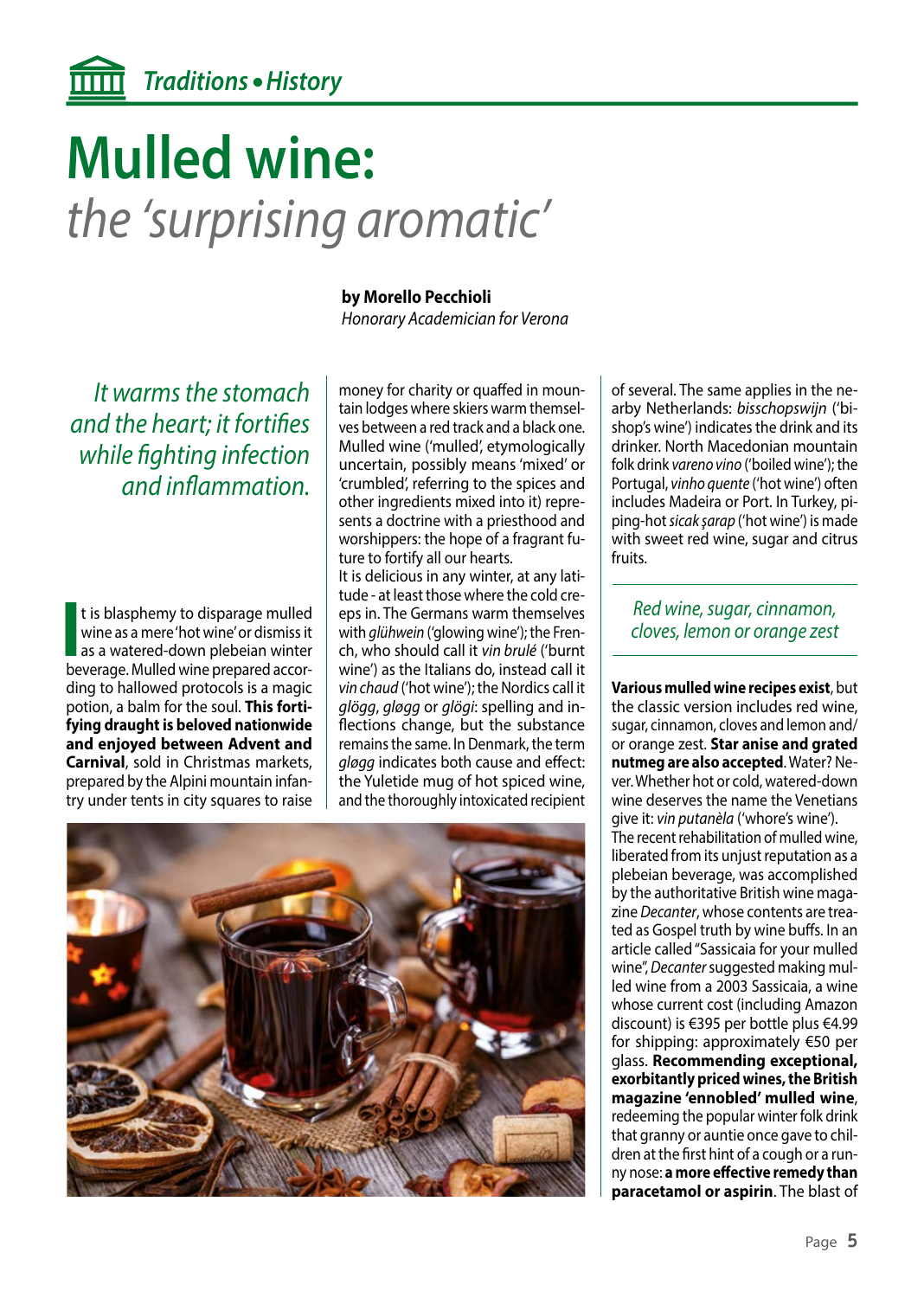# Mulled wine:

*the 'surprising aromatic'*

**by Morello Pecchioli**
*Honorary Academician for Verona*

*It warms the stomach and the heart; it fortifies while fighting infection and inflammation.*

It is blasphemy to disparage mulled wine as a mere 'hot wine' or dismiss it as a watered-down plebeian winter beverage. Mulled wine prepared according to hallowed protocols is a magic potion, a balm for the soul. **This fortifying draught is beloved nationwide and enjoyed between Advent and Carnival**, sold in Christmas markets, prepared by the Alpini mountain infantry under tents in city squares to raise money for charity or quaffed in mountain lodges where skiers warm themselves between a red track and a black one. Mulled wine ('mulled', etymologically uncertain, possibly means 'mixed' or 'crumbled', referring to the spices and other ingredients mixed into it) represents a doctrine with a priesthood and worshippers: the hope of a fragrant future to fortify all our hearts.

It is delicious in any winter, at any latitude - at least those where the cold creeps in. The Germans warm themselves with *glühwein* ('glowing wine'); the French, who should call it *vin brulé* ('burnt wine') as the Italians do, instead call it *vin chaud* ('hot wine'); the Nordics call it *glögg*, *gløgg* or *glögi*: spelling and inflections change, but the substance remains the same. In Denmark, the term *gløgg* indicates both cause and effect: the Yuletide mug of hot spiced wine, and the thoroughly intoxicated recipient of several. The same applies in the nearby Netherlands: *bisschopswijn* ('bishop's wine') indicates the drink and its drinker. North Macedonian mountain folk drink *vareno vino* ('boiled wine'); the Portugal, *vinho quente* ('hot wine') often includes Madeira or Port. In Turkey, piping-hot *sicak şarap* ('hot wine') is made with sweet red wine, sugar and citrus fruits.

*Red wine, sugar, cinnamon, cloves, lemon or orange zest*

**Various mulled wine recipes exist**, but the classic version includes red wine, sugar, cinnamon, cloves and lemon and/or orange zest. **Star anise and grated nutmeg are also accepted**. Water? Never. Whether hot or cold, watered-down wine deserves the name the Venetians give it: *vin putanèla* ('whore's wine').

The recent rehabilitation of mulled wine, liberated from its unjust reputation as a plebeian beverage, was accomplished by the authoritative British wine magazine *Decanter*, whose contents are treated as Gospel truth by wine buffs. In an article called "Sassicaia for your mulled wine", *Decanter* suggested making mulled wine from a 2003 Sassicaia, a wine whose current cost (including Amazon discount) is €395 per bottle plus €4.99 for shipping: approximately €50 per glass. **Recommending exceptional, exorbitantly priced wines, the British magazine 'ennobled' mulled wine**, redeeming the popular winter folk drink that granny or auntie once gave to children at the first hint of a cough or a runny nose: **a more effective remedy than paracetamol or aspirin**. The blast of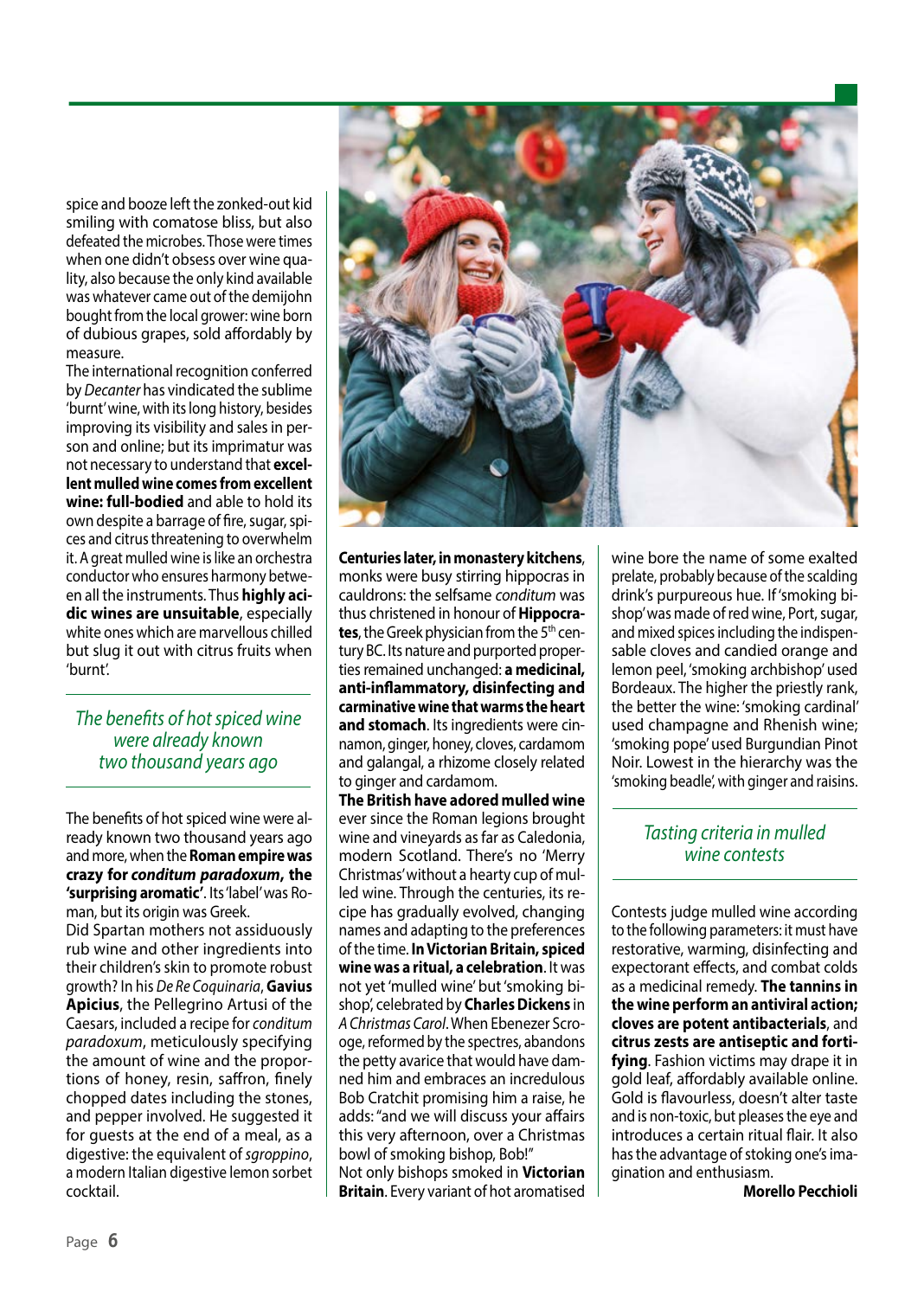spice and booze left the zonked-out kid smiling with comatose bliss, but also defeated the microbes. Those were times when one didn't obsess over wine quality, also because the only kind available was whatever came out of the demijohn bought from the local grower: wine born of dubious grapes, sold affordably by measure.

The international recognition conferred by *Decanter* has vindicated the sublime 'burnt' wine, with its long history, besides improving its visibility and sales in person and online; but its imprimatur was not necessary to understand that **excellent mulled wine comes from excellent wine: full-bodied** and able to hold its own despite a barrage of fire, sugar, spices and citrus threatening to overwhelm it. A great mulled wine is like an orchestra conductor who ensures harmony between all the instruments. Thus **highly acidic wines are unsuitable**, especially white ones which are marvellous chilled but slug it out with citrus fruits when 'burnt'.

## *The benefits of hot spiced wine were already known two thousand years ago*

The benefits of hot spiced wine were already known two thousand years ago and more, when the **Roman empire was crazy for *conditum paradoxum*, the 'surprising aromatic'**. Its 'label' was Roman, but its origin was Greek.

Did Spartan mothers not assiduously rub wine and other ingredients into their children's skin to promote robust growth? In his *De Re Coquinaria*, **Gavius Apicius**, the Pellegrino Artusi of the Caesars, included a recipe for *conditum paradoxum*, meticulously specifying the amount of wine and the proportions of honey, resin, saffron, finely chopped dates including the stones, and pepper involved. He suggested it for guests at the end of a meal, as a digestive: the equivalent of *sgroppino*, a modern Italian digestive lemon sorbet cocktail.

**Centuries later, in monastery kitchens**, monks were busy stirring hippocras in cauldrons: the selfsame *conditum* was thus christened in honour of **Hippocrates**, the Greek physician from the 5th century BC. Its nature and purported properties remained unchanged: **a medicinal, anti-inflammatory, disinfecting and carminative wine that warms the heart and stomach**. Its ingredients were cinnamon, ginger, honey, cloves, cardamom and galangal, a rhizome closely related to ginger and cardamom.

**The British have adored mulled wine** ever since the Roman legions brought wine and vineyards as far as Caledonia, modern Scotland. There's no 'Merry Christmas' without a hearty cup of mulled wine. Through the centuries, its recipe has gradually evolved, changing names and adapting to the preferences of the time. **In Victorian Britain, spiced wine was a ritual, a celebration**. It was not yet 'mulled wine' but 'smoking bishop', celebrated by **Charles Dickens** in *A Christmas Carol*. When Ebenezer Scrooge, reformed by the spectres, abandons the petty avarice that would have damned him and embraces an incredulous Bob Cratchit promising him a raise, he adds: "and we will discuss your affairs this very afternoon, over a Christmas bowl of smoking bishop, Bob!"

Not only bishops smoked in **Victorian Britain**. Every variant of hot aromatised wine bore the name of some exalted prelate, probably because of the scalding drink's purpureous hue. If 'smoking bishop' was made of red wine, Port, sugar, and mixed spices including the indispensable cloves and candied orange and lemon peel, 'smoking archbishop' used Bordeaux. The higher the priestly rank, the better the wine: 'smoking cardinal' used champagne and Rhenish wine; 'smoking pope' used Burgundian Pinot Noir. Lowest in the hierarchy was the 'smoking beadle', with ginger and raisins.

## *Tasting criteria in mulled wine contests*

Contests judge mulled wine according to the following parameters: it must have restorative, warming, disinfecting and expectorant effects, and combat colds as a medicinal remedy. **The tannins in the wine perform an antiviral action; cloves are potent antibacterials**, and **citrus zests are antiseptic and fortifying**. Fashion victims may drape it in gold leaf, affordably available online. Gold is flavourless, doesn't alter taste and is non-toxic, but pleases the eye and introduces a certain ritual flair. It also has the advantage of stoking one's imagination and enthusiasm.

**Morello Pecchioli**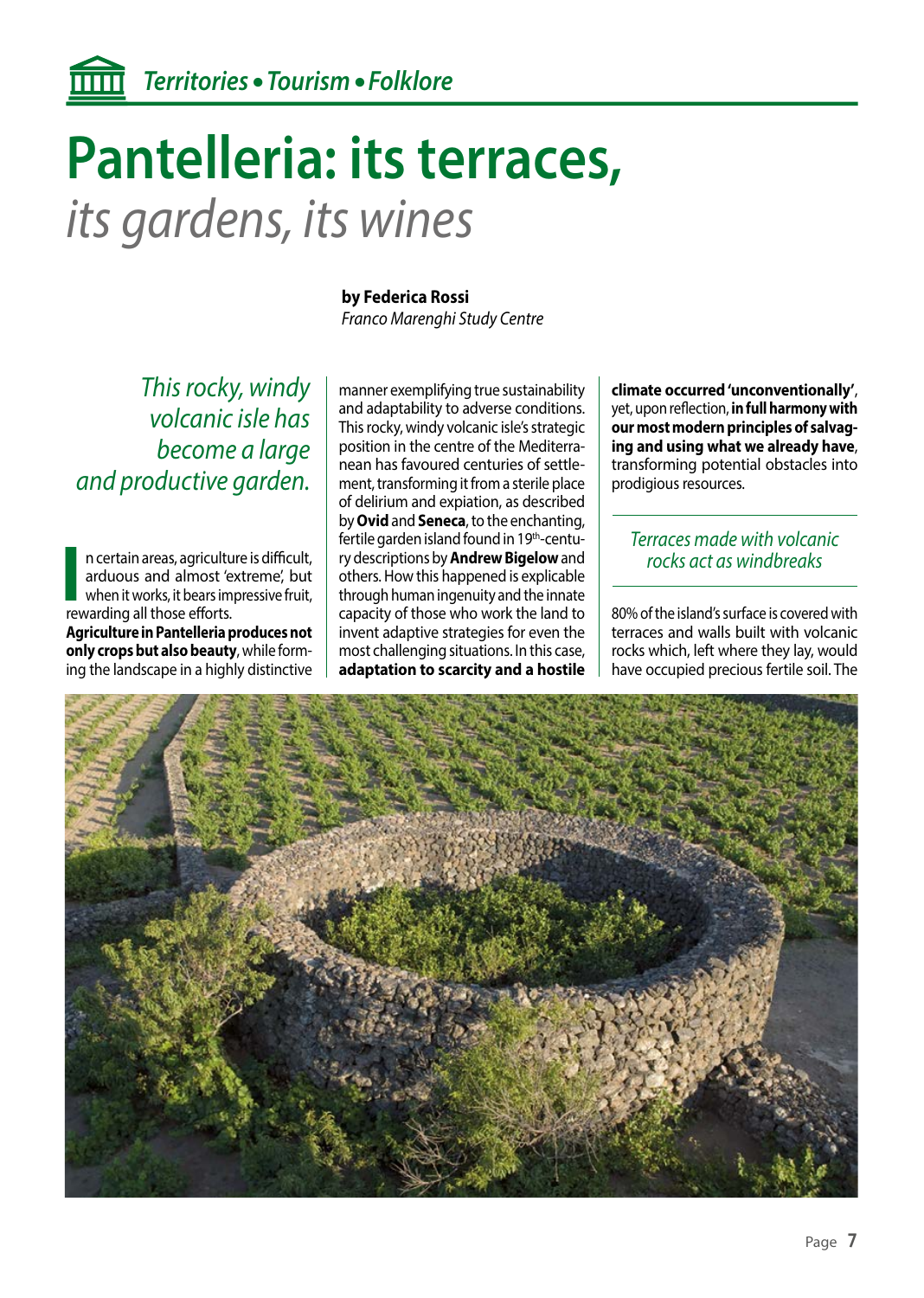*Territories • Tourism • Folklore*

# Pantelleria: its terraces, *its gardens, its wines*

**by Federica Rossi**
*Franco Marenghi Study Centre*

*This rocky, windy volcanic isle has become a large and productive garden.*

In certain areas, agriculture is difficult, arduous and almost 'extreme', but when it works, it bears impressive fruit, rewarding all those efforts.

**Agriculture in Pantelleria produces not only crops but also beauty**, while forming the landscape in a highly distinctive manner exemplifying true sustainability and adaptability to adverse conditions. This rocky, windy volcanic isle's strategic position in the centre of the Mediterranean has favoured centuries of settlement, transforming it from a sterile place of delirium and expiation, as described by **Ovid** and **Seneca**, to the enchanting, fertile garden island found in 19th-century descriptions by **Andrew Bigelow** and others. How this happened is explicable through human ingenuity and the innate capacity of those who work the land to invent adaptive strategies for even the most challenging situations. In this case, **adaptation to scarcity and a hostile climate occurred 'unconventionally'**, yet, upon reflection, **in full harmony with our most modern principles of salvaging and using what we already have**, transforming potential obstacles into prodigious resources.

*Terraces made with volcanic rocks act as windbreaks*

80% of the island's surface is covered with terraces and walls built with volcanic rocks which, left where they lay, would have occupied precious fertile soil. The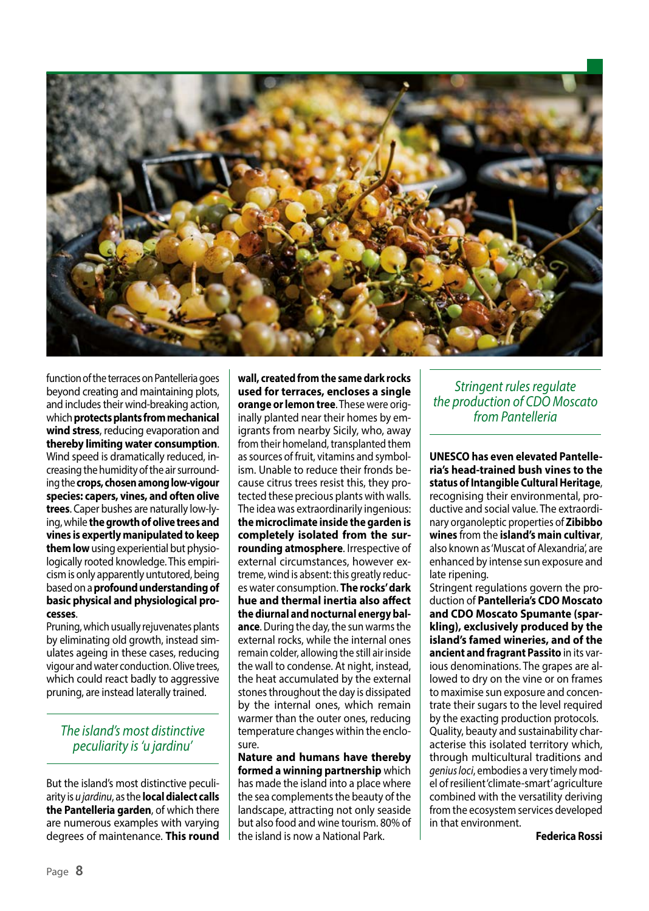function of the terraces on Pantelleria goes beyond creating and maintaining plots, and includes their wind-breaking action, which **protects plants from mechanical wind stress**, reducing evaporation and **thereby limiting water consumption**. Wind speed is dramatically reduced, increasing the humidity of the air surrounding the **crops, chosen among low-vigour species: capers, vines, and often olive trees**. Caper bushes are naturally low-lying, while **the growth of olive trees and vines is expertly manipulated to keep them low** using experiential but physiologically rooted knowledge. This empiricism is only apparently untutored, being based on a **profound understanding of basic physical and physiological processes**.

Pruning, which usually rejuvenates plants by eliminating old growth, instead simulates ageing in these cases, reducing vigour and water conduction. Olive trees, which could react badly to aggressive pruning, are instead laterally trained.

*The island's most distinctive peculiarity is 'u jardinu'*

But the island's most distinctive peculiarity is *u jardinu*, as the **local dialect calls the Pantelleria garden**, of which there are numerous examples with varying degrees of maintenance. **This round wall, created from the same dark rocks used for terraces, encloses a single orange or lemon tree**. These were originally planted near their homes by emigrants from nearby Sicily, who, away from their homeland, transplanted them as sources of fruit, vitamins and symbolism. Unable to reduce their fronds because citrus trees resist this, they protected these precious plants with walls. The idea was extraordinarily ingenious: **the microclimate inside the garden is completely isolated from the surrounding atmosphere**. Irrespective of external circumstances, however extreme, wind is absent: this greatly reduces water consumption. **The rocks' dark hue and thermal inertia also affect the diurnal and nocturnal energy balance**. During the day, the sun warms the external rocks, while the internal ones remain colder, allowing the still air inside the wall to condense. At night, instead, the heat accumulated by the external stones throughout the day is dissipated by the internal ones, which remain warmer than the outer ones, reducing temperature changes within the enclosure.

**Nature and humans have thereby formed a winning partnership** which has made the island into a place where the sea complements the beauty of the landscape, attracting not only seaside but also food and wine tourism. 80% of the island is now a National Park.

*Stringent rules regulate the production of CDO Moscato from Pantelleria*

**UNESCO has even elevated Pantelleria's head-trained bush vines to the status of Intangible Cultural Heritage**, recognising their environmental, productive and social value. The extraordinary organoleptic properties of **Zibibbo wines** from the **island's main cultivar**, also known as 'Muscat of Alexandria', are enhanced by intense sun exposure and late ripening.

Stringent regulations govern the production of **Pantelleria's CDO Moscato and CDO Moscato Spumante (sparkling), exclusively produced by the island's famed wineries, and of the ancient and fragrant Passito** in its various denominations. The grapes are allowed to dry on the vine or on frames to maximise sun exposure and concentrate their sugars to the level required by the exacting production protocols. Quality, beauty and sustainability characterise this isolated territory which, through multicultural traditions and *genius loci*, embodies a very timely model of resilient 'climate-smart' agriculture combined with the versatility deriving from the ecosystem services developed in that environment.

**Federica Rossi**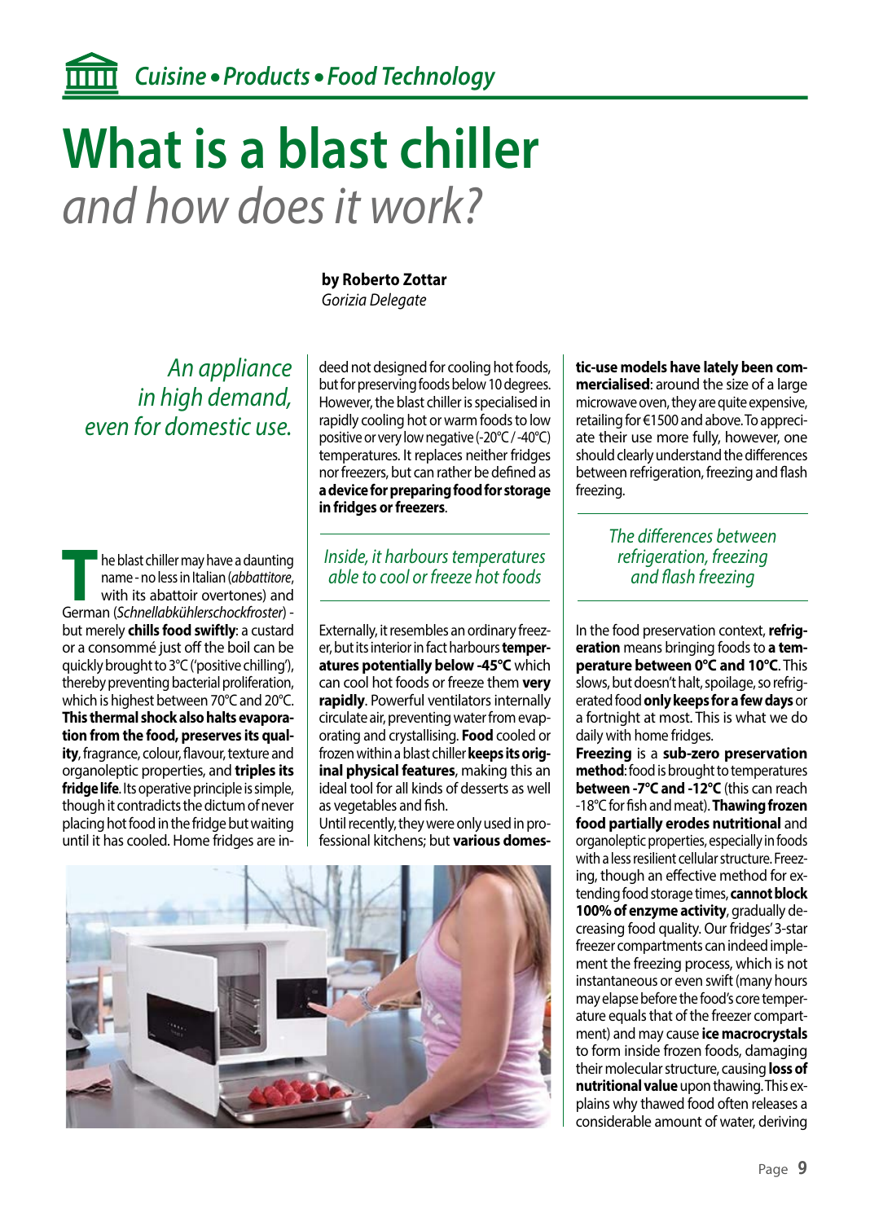*Cuisine • Products • Food Technology*

# What is a blast chiller
## *and how does it work?*

**by Roberto Zottar**
*Gorizia Delegate*

*An appliance in high demand, even for domestic use.*

**T**he blast chiller may have a daunting name - no less in Italian (*abbattitore*, with its abattoir overtones) and German (*Schnellabkühlerschockfroster*) - but merely **chills food swiftly**: a custard or a consommé just off the boil can be quickly brought to 3°C ('positive chilling'), thereby preventing bacterial proliferation, which is highest between 70°C and 20°C. **This thermal shock also halts evaporation from the food, preserves its quality**, fragrance, colour, flavour, texture and organoleptic properties, and **triples its fridge life**. Its operative principle is simple, though it contradicts the dictum of never placing hot food in the fridge but waiting until it has cooled. Home fridges are indeed not designed for cooling hot foods, but for preserving foods below 10 degrees. However, the blast chiller is specialised in rapidly cooling hot or warm foods to low positive or very low negative (-20°C / -40°C) temperatures. It replaces neither fridges nor freezers, but can rather be defined as **a device for preparing food for storage in fridges or freezers**.

*Inside, it harbours temperatures able to cool or freeze hot foods*

Externally, it resembles an ordinary freezer, but its interior in fact harbours **temperatures potentially below -45°C** which can cool hot foods or freeze them **very rapidly**. Powerful ventilators internally circulate air, preventing water from evaporating and crystallising. **Food** cooled or frozen within a blast chiller **keeps its original physical features**, making this an ideal tool for all kinds of desserts as well as vegetables and fish.

Until recently, they were only used in professional kitchens; but **various domestic-use models have lately been commercialised**: around the size of a large microwave oven, they are quite expensive, retailing for €1500 and above. To appreciate their use more fully, however, one should clearly understand the differences between refrigeration, freezing and flash freezing.

*The differences between refrigeration, freezing and flash freezing*

In the food preservation context, **refrigeration** means bringing foods to **a temperature between 0°C and 10°C**. This slows, but doesn't halt, spoilage, so refrigerated food **only keeps for a few days** or a fortnight at most. This is what we do daily with home fridges.

**Freezing** is a **sub-zero preservation method**: food is brought to temperatures **between -7°C and -12°C** (this can reach -18°C for fish and meat). **Thawing frozen food partially erodes nutritional** and organoleptic properties, especially in foods with a less resilient cellular structure. Freezing, though an effective method for extending food storage times, **cannot block 100% of enzyme activity**, gradually decreasing food quality. Our fridges' 3-star freezer compartments can indeed implement the freezing process, which is not instantaneous or even swift (many hours may elapse before the food's core temperature equals that of the freezer compartment) and may cause **ice macrocrystals** to form inside frozen foods, damaging their molecular structure, causing **loss of nutritional value** upon thawing. This explains why thawed food often releases a considerable amount of water, deriving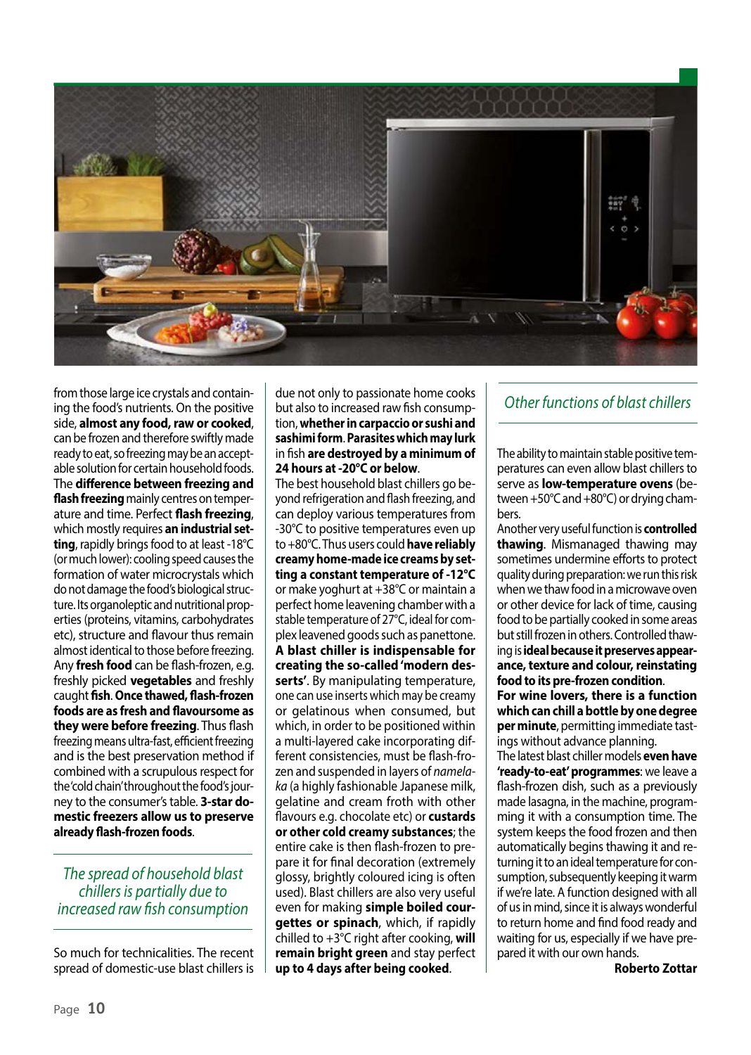from those large ice crystals and containing the food's nutrients. On the positive side, **almost any food, raw or cooked**, can be frozen and therefore swiftly made ready to eat, so freezing may be an acceptable solution for certain household foods. The **difference between freezing and flash freezing** mainly centres on temperature and time. Perfect **flash freezing**, which mostly requires **an industrial setting**, rapidly brings food to at least -18°C (or much lower): cooling speed causes the formation of water microcrystals which do not damage the food's biological structure. Its organoleptic and nutritional properties (proteins, vitamins, carbohydrates etc), structure and flavour thus remain almost identical to those before freezing. Any **fresh food** can be flash-frozen, e.g. freshly picked **vegetables** and freshly caught **fish**. **Once thawed, flash-frozen foods are as fresh and flavoursome as they were before freezing**. Thus flash freezing means ultra-fast, efficient freezing and is the best preservation method if combined with a scrupulous respect for the 'cold chain' throughout the food's journey to the consumer's table. **3-star domestic freezers allow us to preserve already flash-frozen foods**.

## *The spread of household blast chillers is partially due to increased raw fish consumption*

So much for technicalities. The recent spread of domestic-use blast chillers is due not only to passionate home cooks but also to increased raw fish consumption, **whether in carpaccio or sushi and sashimi form**. **Parasites which may lurk** in fish **are destroyed by a minimum of 24 hours at -20°C or below**.

The best household blast chillers go beyond refrigeration and flash freezing, and can deploy various temperatures from -30°C to positive temperatures even up to +80°C. Thus users could **have reliably creamy home-made ice creams by setting a constant temperature of -12°C** or make yoghurt at +38°C or maintain a perfect home leavening chamber with a stable temperature of 27°C, ideal for complex leavened goods such as panettone.

**A blast chiller is indispensable for creating the so-called 'modern desserts'**. By manipulating temperature, one can use inserts which may be creamy or gelatinous when consumed, but which, in order to be positioned within a multi-layered cake incorporating different consistencies, must be flash-frozen and suspended in layers of *namelaka* (a highly fashionable Japanese milk, gelatine and cream froth with other flavours e.g. chocolate etc) or **custards or other cold creamy substances**; the entire cake is then flash-frozen to prepare it for final decoration (extremely glossy, brightly coloured icing is often used). Blast chillers are also very useful even for making **simple boiled courgettes or spinach**, which, if rapidly chilled to +3°C right after cooking, **will remain bright green** and stay perfect **up to 4 days after being cooked**.

## *Other functions of blast chillers*

The ability to maintain stable positive temperatures can even allow blast chillers to serve as **low-temperature ovens** (between +50°C and +80°C) or drying chambers.

Another very useful function is **controlled thawing**. Mismanaged thawing may sometimes undermine efforts to protect quality during preparation: we run this risk when we thaw food in a microwave oven or other device for lack of time, causing food to be partially cooked in some areas but still frozen in others. Controlled thawing is **ideal because it preserves appearance, texture and colour, reinstating food to its pre-frozen condition**.

**For wine lovers, there is a function which can chill a bottle by one degree per minute**, permitting immediate tastings without advance planning.

The latest blast chiller models **even have 'ready-to-eat' programmes**: we leave a flash-frozen dish, such as a previously made lasagna, in the machine, programming it with a consumption time. The system keeps the food frozen and then automatically begins thawing it and returning it to an ideal temperature for consumption, subsequently keeping it warm if we're late. A function designed with all of us in mind, since it is always wonderful to return home and find food ready and waiting for us, especially if we have prepared it with our own hands.

**Roberto Zottar**